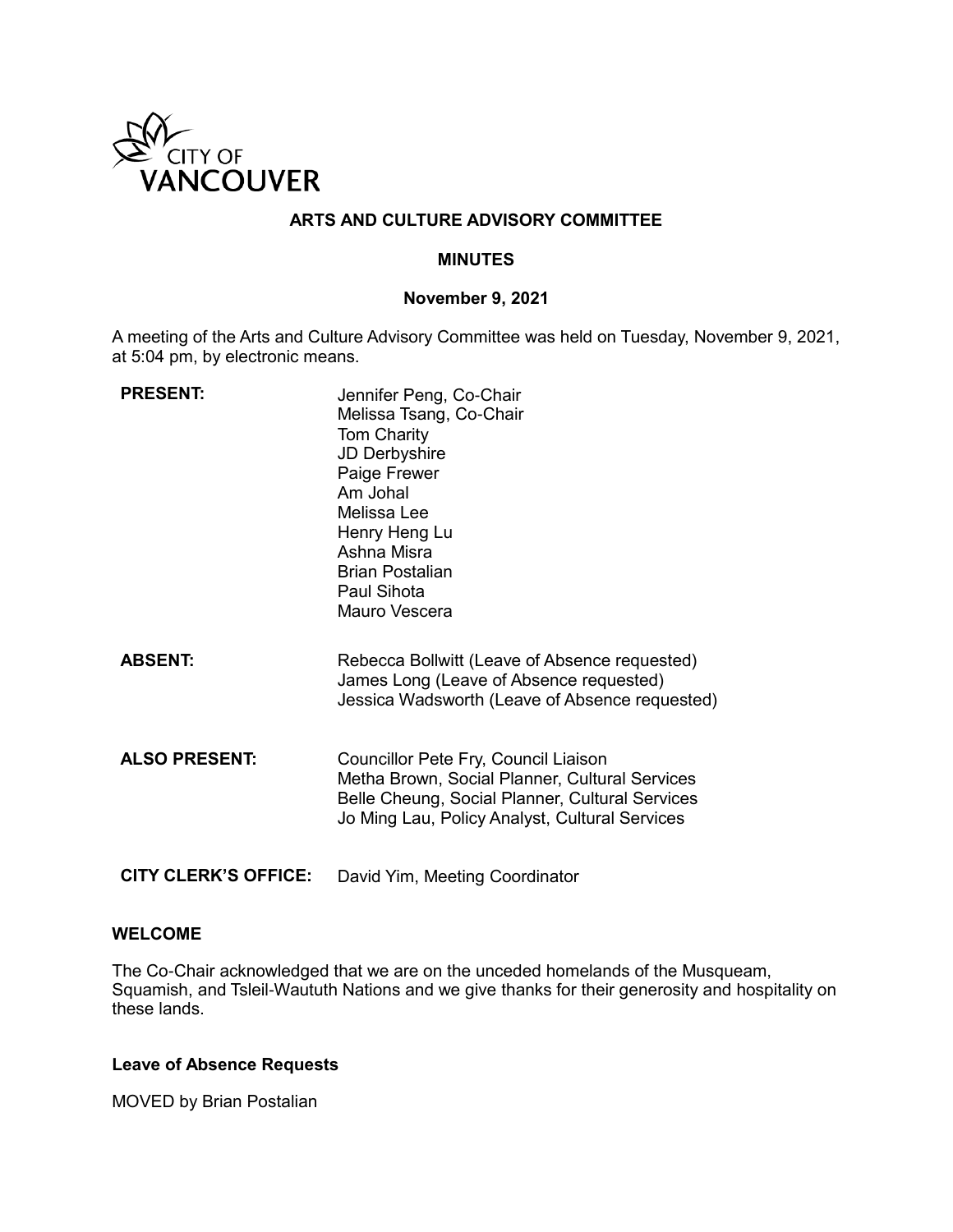CITY OF VANCOUVER

# ARTS AND CULTURE ADVISORY COMMITTEE

## MINUTES

### November 9, 2021

A meeting of the Arts and Culture Advisory Committee was held on Tuesday, November 9, 2021, at 5:04 pm, by electronic means.

**PRESENT:**
Jennifer Peng, Co-Chair
Melissa Tsang, Co-Chair
Tom Charity
JD Derbyshire
Paige Frewer
Am Johal
Melissa Lee
Henry Heng Lu
Ashna Misra
Brian Postalian
Paul Sihota
Mauro Vescera

**ABSENT:**
Rebecca Bollwitt (Leave of Absence requested)
James Long (Leave of Absence requested)
Jessica Wadsworth (Leave of Absence requested)

**ALSO PRESENT:**
Councillor Pete Fry, Council Liaison
Metha Brown, Social Planner, Cultural Services
Belle Cheung, Social Planner, Cultural Services
Jo Ming Lau, Policy Analyst, Cultural Services

**CITY CLERK'S OFFICE:** David Yim, Meeting Coordinator

### WELCOME

The Co-Chair acknowledged that we are on the unceded homelands of the Musqueam, Squamish, and Tsleil-Waututh Nations and we give thanks for their generosity and hospitality on these lands.

### Leave of Absence Requests

MOVED by Brian Postalian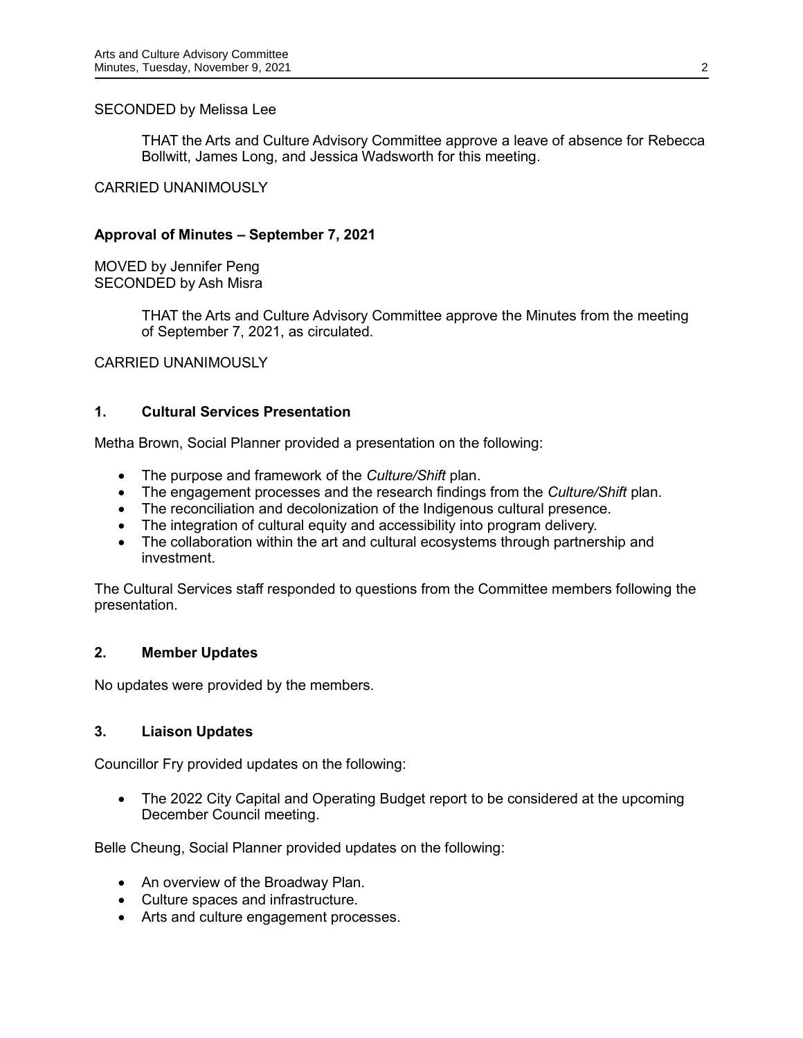SECONDED by Melissa Lee

> THAT the Arts and Culture Advisory Committee approve a leave of absence for Rebecca Bollwitt, James Long, and Jessica Wadsworth for this meeting.

CARRIED UNANIMOUSLY

**Approval of Minutes – September 7, 2021**

MOVED by Jennifer Peng
SECONDED by Ash Misra

> THAT the Arts and Culture Advisory Committee approve the Minutes from the meeting of September 7, 2021, as circulated.

CARRIED UNANIMOUSLY

## 1. Cultural Services Presentation

Metha Brown, Social Planner provided a presentation on the following:

- The purpose and framework of the *Culture/Shift* plan.
- The engagement processes and the research findings from the *Culture/Shift* plan.
- The reconciliation and decolonization of the Indigenous cultural presence.
- The integration of cultural equity and accessibility into program delivery.
- The collaboration within the art and cultural ecosystems through partnership and investment.

The Cultural Services staff responded to questions from the Committee members following the presentation.

## 2. Member Updates

No updates were provided by the members.

## 3. Liaison Updates

Councillor Fry provided updates on the following:

- The 2022 City Capital and Operating Budget report to be considered at the upcoming December Council meeting.

Belle Cheung, Social Planner provided updates on the following:

- An overview of the Broadway Plan.
- Culture spaces and infrastructure.
- Arts and culture engagement processes.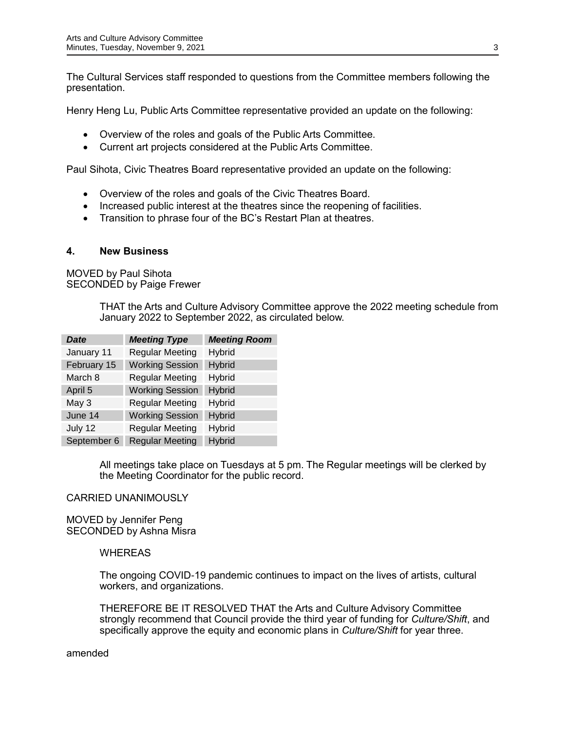The Cultural Services staff responded to questions from the Committee members following the presentation.

Henry Heng Lu, Public Arts Committee representative provided an update on the following:

- Overview of the roles and goals of the Public Arts Committee.
- Current art projects considered at the Public Arts Committee.

Paul Sihota, Civic Theatres Board representative provided an update on the following:

- Overview of the roles and goals of the Civic Theatres Board.
- Increased public interest at the theatres since the reopening of facilities.
- Transition to phrase four of the BC's Restart Plan at theatres.

## 4. New Business

MOVED by Paul Sihota
SECONDED by Paige Frewer

> THAT the Arts and Culture Advisory Committee approve the 2022 meeting schedule from January 2022 to September 2022, as circulated below.

| ***Date*** | ***Meeting Type*** | ***Meeting Room*** |
|---|---|---|
| January 11 | Regular Meeting | Hybrid |
| February 15 | Working Session | Hybrid |
| March 8 | Regular Meeting | Hybrid |
| April 5 | Working Session | Hybrid |
| May 3 | Regular Meeting | Hybrid |
| June 14 | Working Session | Hybrid |
| July 12 | Regular Meeting | Hybrid |
| September 6 | Regular Meeting | Hybrid |

> All meetings take place on Tuesdays at 5 pm. The Regular meetings will be clerked by the Meeting Coordinator for the public record.

CARRIED UNANIMOUSLY

MOVED by Jennifer Peng
SECONDED by Ashna Misra

> WHEREAS
>
> The ongoing COVID-19 pandemic continues to impact on the lives of artists, cultural workers, and organizations.
>
> THEREFORE BE IT RESOLVED THAT the Arts and Culture Advisory Committee strongly recommend that Council provide the third year of funding for *Culture/Shift*, and specifically approve the equity and economic plans in *Culture/Shift* for year three.

amended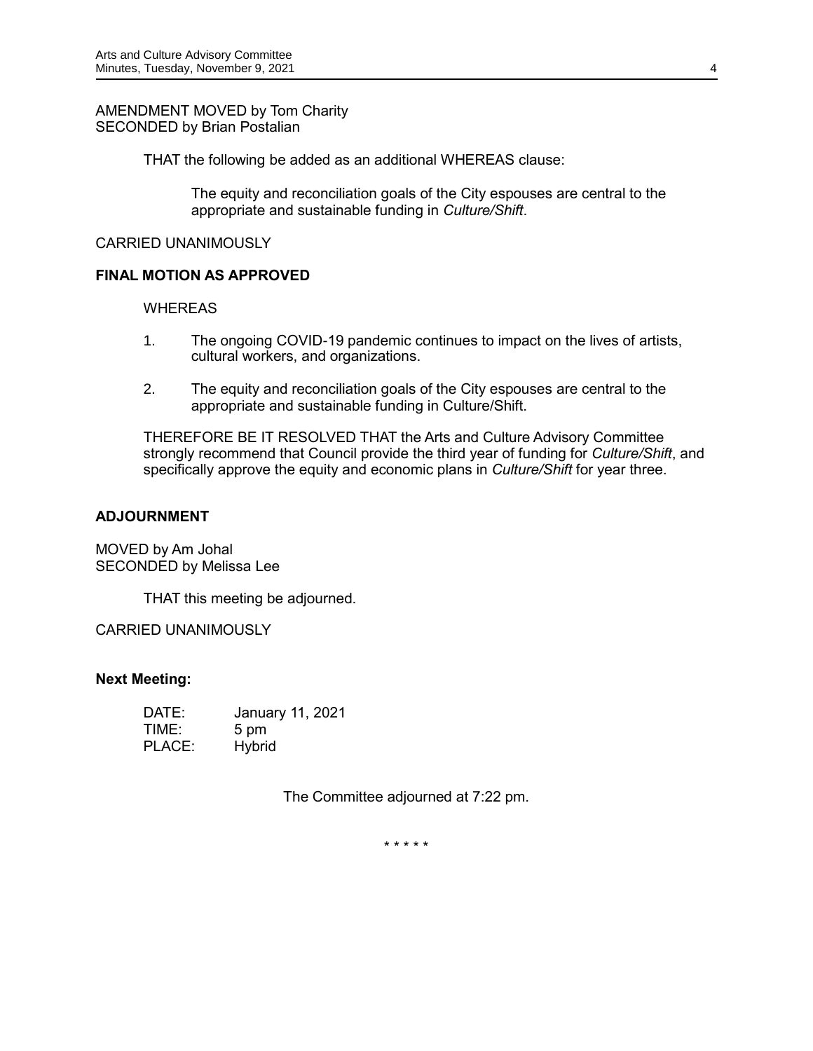AMENDMENT MOVED by Tom Charity
SECONDED by Brian Postalian

> THAT the following be added as an additional WHEREAS clause:
>
> > The equity and reconciliation goals of the City espouses are central to the appropriate and sustainable funding in *Culture/Shift*.

CARRIED UNANIMOUSLY

**FINAL MOTION AS APPROVED**

WHEREAS

1. The ongoing COVID-19 pandemic continues to impact on the lives of artists, cultural workers, and organizations.
2. The equity and reconciliation goals of the City espouses are central to the appropriate and sustainable funding in Culture/Shift.

THEREFORE BE IT RESOLVED THAT the Arts and Culture Advisory Committee strongly recommend that Council provide the third year of funding for *Culture/Shift*, and specifically approve the equity and economic plans in *Culture/Shift* for year three.

**ADJOURNMENT**

MOVED by Am Johal
SECONDED by Melissa Lee

> THAT this meeting be adjourned.

CARRIED UNANIMOUSLY

**Next Meeting:**

| | |
|---|---|
| DATE: | January 11, 2021 |
| TIME: | 5 pm |
| PLACE: | Hybrid |

The Committee adjourned at 7:22 pm.

\* \* \* \* \*